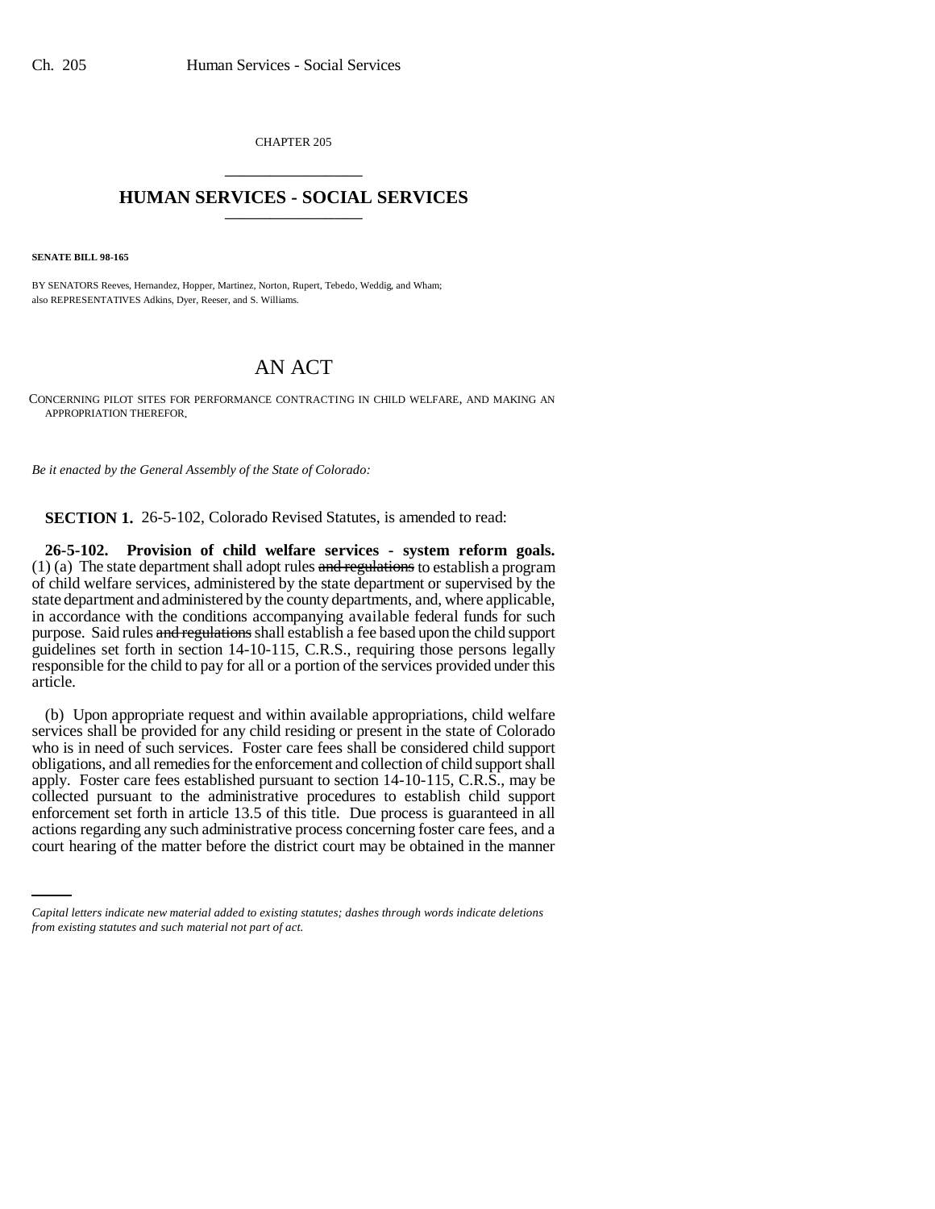CHAPTER 205

## HUMAN SERVICES - SOCIAL SERVICES

**SENATE BILL 98-165**

BY SENATORS Reeves, Hernandez, Hopper, Martinez, Norton, Rupert, Tebedo, Weddig, and Wham; also REPRESENTATIVES Adkins, Dyer, Reeser, and S. Williams.

# AN ACT

CONCERNING PILOT SITES FOR PERFORMANCE CONTRACTING IN CHILD WELFARE, AND MAKING AN APPROPRIATION THEREFOR.

*Be it enacted by the General Assembly of the State of Colorado:*

**SECTION 1.** 26-5-102, Colorado Revised Statutes, is amended to read:

**26-5-102. Provision of child welfare services - system reform goals.** (1) (a) The state department shall adopt rules ~~and regulations~~ to establish a program of child welfare services, administered by the state department or supervised by the state department and administered by the county departments, and, where applicable, in accordance with the conditions accompanying available federal funds for such purpose. Said rules ~~and regulations~~ shall establish a fee based upon the child support guidelines set forth in section 14-10-115, C.R.S., requiring those persons legally responsible for the child to pay for all or a portion of the services provided under this article.

(b) Upon appropriate request and within available appropriations, child welfare services shall be provided for any child residing or present in the state of Colorado who is in need of such services. Foster care fees shall be considered child support obligations, and all remedies for the enforcement and collection of child support shall apply. Foster care fees established pursuant to section 14-10-115, C.R.S., may be collected pursuant to the administrative procedures to establish child support enforcement set forth in article 13.5 of this title. Due process is guaranteed in all actions regarding any such administrative process concerning foster care fees, and a court hearing of the matter before the district court may be obtained in the manner

*Capital letters indicate new material added to existing statutes; dashes through words indicate deletions from existing statutes and such material not part of act.*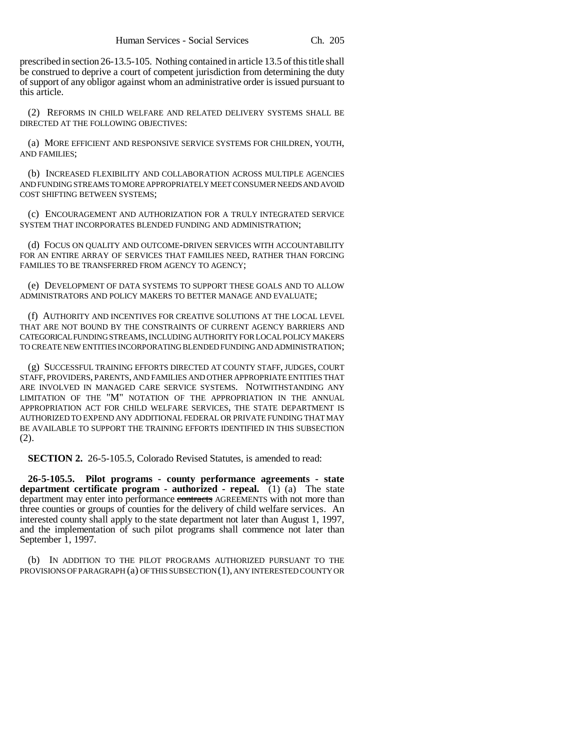prescribed in section 26-13.5-105. Nothing contained in article 13.5 of this title shall be construed to deprive a court of competent jurisdiction from determining the duty of support of any obligor against whom an administrative order is issued pursuant to this article.

(2) REFORMS IN CHILD WELFARE AND RELATED DELIVERY SYSTEMS SHALL BE DIRECTED AT THE FOLLOWING OBJECTIVES:

(a) MORE EFFICIENT AND RESPONSIVE SERVICE SYSTEMS FOR CHILDREN, YOUTH, AND FAMILIES;

(b) INCREASED FLEXIBILITY AND COLLABORATION ACROSS MULTIPLE AGENCIES AND FUNDING STREAMS TO MORE APPROPRIATELY MEET CONSUMER NEEDS AND AVOID COST SHIFTING BETWEEN SYSTEMS;

(c) ENCOURAGEMENT AND AUTHORIZATION FOR A TRULY INTEGRATED SERVICE SYSTEM THAT INCORPORATES BLENDED FUNDING AND ADMINISTRATION;

(d) FOCUS ON QUALITY AND OUTCOME-DRIVEN SERVICES WITH ACCOUNTABILITY FOR AN ENTIRE ARRAY OF SERVICES THAT FAMILIES NEED, RATHER THAN FORCING FAMILIES TO BE TRANSFERRED FROM AGENCY TO AGENCY;

(e) DEVELOPMENT OF DATA SYSTEMS TO SUPPORT THESE GOALS AND TO ALLOW ADMINISTRATORS AND POLICY MAKERS TO BETTER MANAGE AND EVALUATE;

(f) AUTHORITY AND INCENTIVES FOR CREATIVE SOLUTIONS AT THE LOCAL LEVEL THAT ARE NOT BOUND BY THE CONSTRAINTS OF CURRENT AGENCY BARRIERS AND CATEGORICAL FUNDING STREAMS, INCLUDING AUTHORITY FOR LOCAL POLICY MAKERS TO CREATE NEW ENTITIES INCORPORATING BLENDED FUNDING AND ADMINISTRATION;

(g) SUCCESSFUL TRAINING EFFORTS DIRECTED AT COUNTY STAFF, JUDGES, COURT STAFF, PROVIDERS, PARENTS, AND FAMILIES AND OTHER APPROPRIATE ENTITIES THAT ARE INVOLVED IN MANAGED CARE SERVICE SYSTEMS. NOTWITHSTANDING ANY LIMITATION OF THE "M" NOTATION OF THE APPROPRIATION IN THE ANNUAL APPROPRIATION ACT FOR CHILD WELFARE SERVICES, THE STATE DEPARTMENT IS AUTHORIZED TO EXPEND ANY ADDITIONAL FEDERAL OR PRIVATE FUNDING THAT MAY BE AVAILABLE TO SUPPORT THE TRAINING EFFORTS IDENTIFIED IN THIS SUBSECTION (2).

**SECTION 2.** 26-5-105.5, Colorado Revised Statutes, is amended to read:

**26-5-105.5. Pilot programs - county performance agreements - state department certificate program - authorized - repeal.** (1) (a) The state department may enter into performance ~~contracts~~ AGREEMENTS with not more than three counties or groups of counties for the delivery of child welfare services. An interested county shall apply to the state department not later than August 1, 1997, and the implementation of such pilot programs shall commence not later than September 1, 1997.

(b) IN ADDITION TO THE PILOT PROGRAMS AUTHORIZED PURSUANT TO THE PROVISIONS OF PARAGRAPH (a) OF THIS SUBSECTION (1), ANY INTERESTED COUNTY OR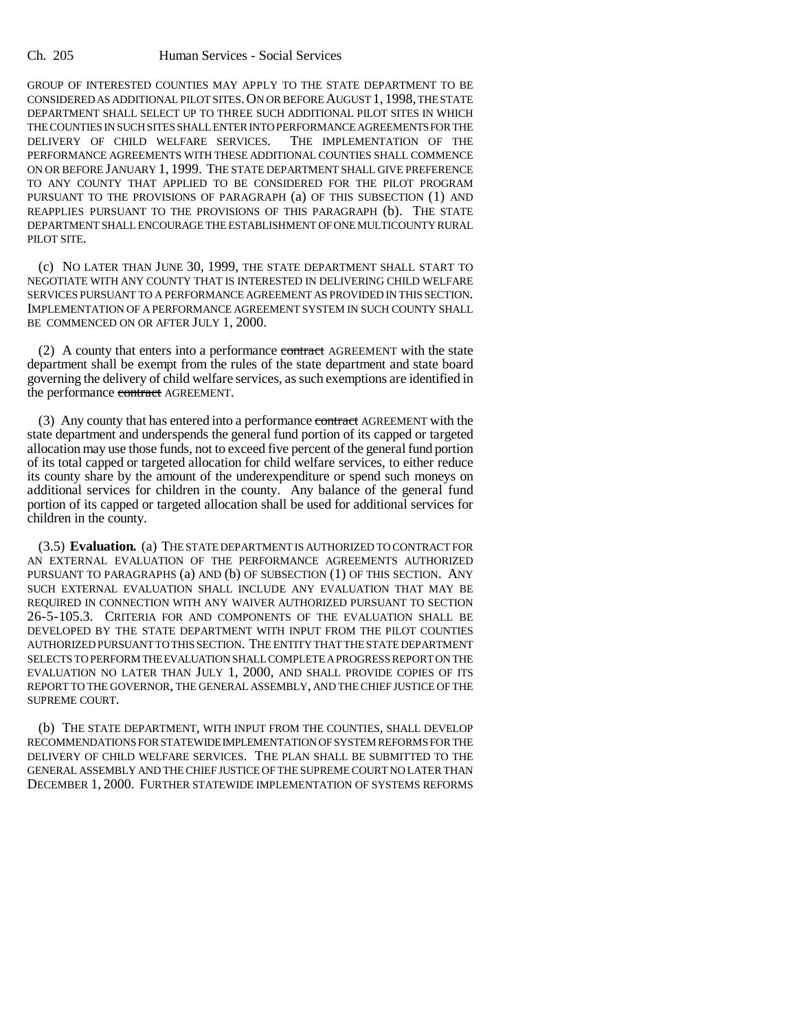GROUP OF INTERESTED COUNTIES MAY APPLY TO THE STATE DEPARTMENT TO BE CONSIDERED AS ADDITIONAL PILOT SITES. ON OR BEFORE AUGUST 1, 1998, THE STATE DEPARTMENT SHALL SELECT UP TO THREE SUCH ADDITIONAL PILOT SITES IN WHICH THE COUNTIES IN SUCH SITES SHALL ENTER INTO PERFORMANCE AGREEMENTS FOR THE DELIVERY OF CHILD WELFARE SERVICES. THE IMPLEMENTATION OF THE PERFORMANCE AGREEMENTS WITH THESE ADDITIONAL COUNTIES SHALL COMMENCE ON OR BEFORE JANUARY 1, 1999. THE STATE DEPARTMENT SHALL GIVE PREFERENCE TO ANY COUNTY THAT APPLIED TO BE CONSIDERED FOR THE PILOT PROGRAM PURSUANT TO THE PROVISIONS OF PARAGRAPH (a) OF THIS SUBSECTION (1) AND REAPPLIES PURSUANT TO THE PROVISIONS OF THIS PARAGRAPH (b). THE STATE DEPARTMENT SHALL ENCOURAGE THE ESTABLISHMENT OF ONE MULTICOUNTY RURAL PILOT SITE.

(c) NO LATER THAN JUNE 30, 1999, THE STATE DEPARTMENT SHALL START TO NEGOTIATE WITH ANY COUNTY THAT IS INTERESTED IN DELIVERING CHILD WELFARE SERVICES PURSUANT TO A PERFORMANCE AGREEMENT AS PROVIDED IN THIS SECTION. IMPLEMENTATION OF A PERFORMANCE AGREEMENT SYSTEM IN SUCH COUNTY SHALL BE COMMENCED ON OR AFTER JULY 1, 2000.

(2) A county that enters into a performance ~~contract~~ AGREEMENT with the state department shall be exempt from the rules of the state department and state board governing the delivery of child welfare services, as such exemptions are identified in the performance ~~contract~~ AGREEMENT.

(3) Any county that has entered into a performance ~~contract~~ AGREEMENT with the state department and underspends the general fund portion of its capped or targeted allocation may use those funds, not to exceed five percent of the general fund portion of its total capped or targeted allocation for child welfare services, to either reduce its county share by the amount of the underexpenditure or spend such moneys on additional services for children in the county. Any balance of the general fund portion of its capped or targeted allocation shall be used for additional services for children in the county.

(3.5) **Evaluation.** (a) THE STATE DEPARTMENT IS AUTHORIZED TO CONTRACT FOR AN EXTERNAL EVALUATION OF THE PERFORMANCE AGREEMENTS AUTHORIZED PURSUANT TO PARAGRAPHS (a) AND (b) OF SUBSECTION (1) OF THIS SECTION. ANY SUCH EXTERNAL EVALUATION SHALL INCLUDE ANY EVALUATION THAT MAY BE REQUIRED IN CONNECTION WITH ANY WAIVER AUTHORIZED PURSUANT TO SECTION 26-5-105.3. CRITERIA FOR AND COMPONENTS OF THE EVALUATION SHALL BE DEVELOPED BY THE STATE DEPARTMENT WITH INPUT FROM THE PILOT COUNTIES AUTHORIZED PURSUANT TO THIS SECTION. THE ENTITY THAT THE STATE DEPARTMENT SELECTS TO PERFORM THE EVALUATION SHALL COMPLETE A PROGRESS REPORT ON THE EVALUATION NO LATER THAN JULY 1, 2000, AND SHALL PROVIDE COPIES OF ITS REPORT TO THE GOVERNOR, THE GENERAL ASSEMBLY, AND THE CHIEF JUSTICE OF THE SUPREME COURT.

(b) THE STATE DEPARTMENT, WITH INPUT FROM THE COUNTIES, SHALL DEVELOP RECOMMENDATIONS FOR STATEWIDE IMPLEMENTATION OF SYSTEM REFORMS FOR THE DELIVERY OF CHILD WELFARE SERVICES. THE PLAN SHALL BE SUBMITTED TO THE GENERAL ASSEMBLY AND THE CHIEF JUSTICE OF THE SUPREME COURT NO LATER THAN DECEMBER 1, 2000. FURTHER STATEWIDE IMPLEMENTATION OF SYSTEMS REFORMS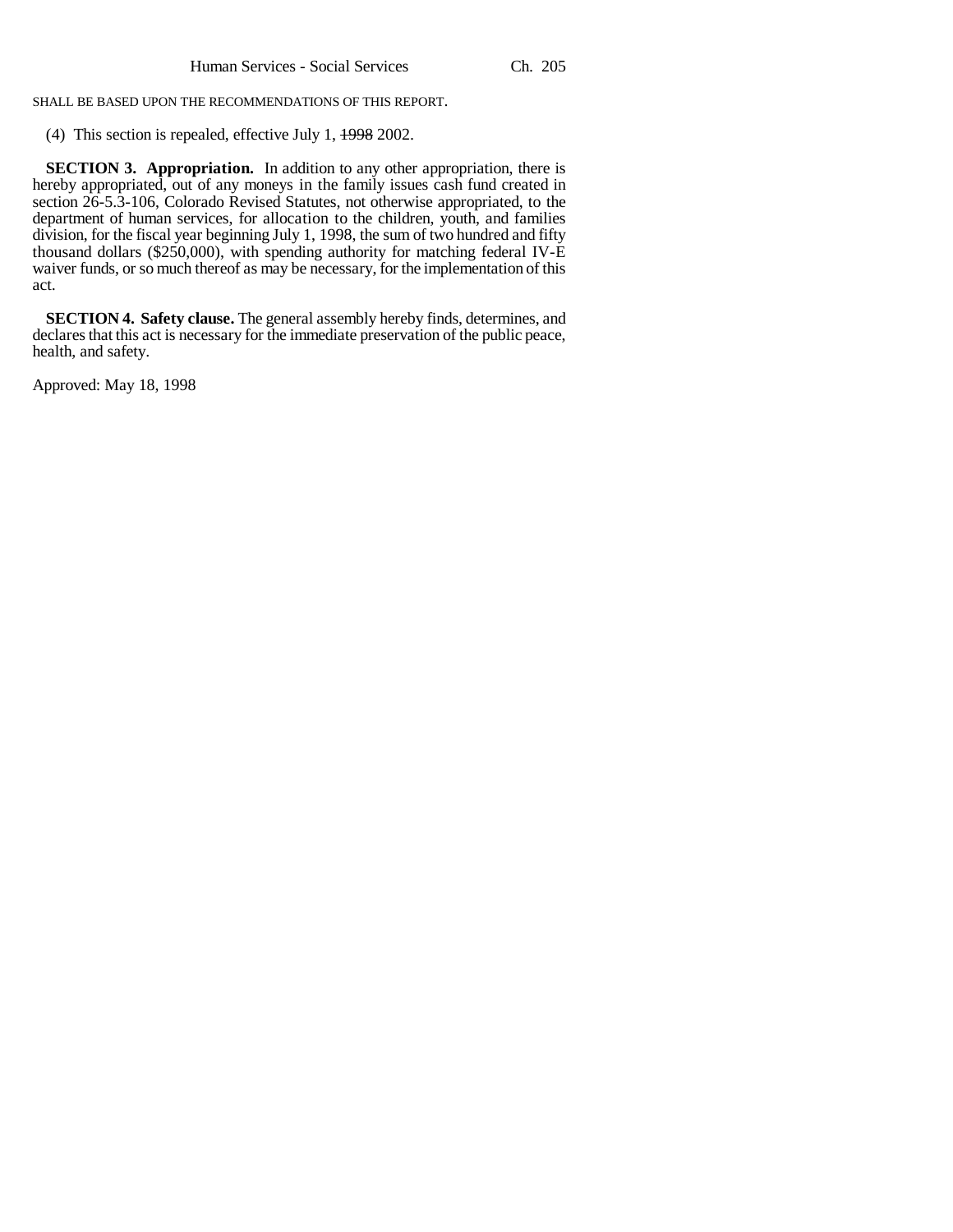SHALL BE BASED UPON THE RECOMMENDATIONS OF THIS REPORT.

(4) This section is repealed, effective July 1, ~~1998~~ 2002.

**SECTION 3. Appropriation.** In addition to any other appropriation, there is hereby appropriated, out of any moneys in the family issues cash fund created in section 26-5.3-106, Colorado Revised Statutes, not otherwise appropriated, to the department of human services, for allocation to the children, youth, and families division, for the fiscal year beginning July 1, 1998, the sum of two hundred and fifty thousand dollars ($250,000), with spending authority for matching federal IV-E waiver funds, or so much thereof as may be necessary, for the implementation of this act.

**SECTION 4. Safety clause.** The general assembly hereby finds, determines, and declares that this act is necessary for the immediate preservation of the public peace, health, and safety.

Approved: May 18, 1998